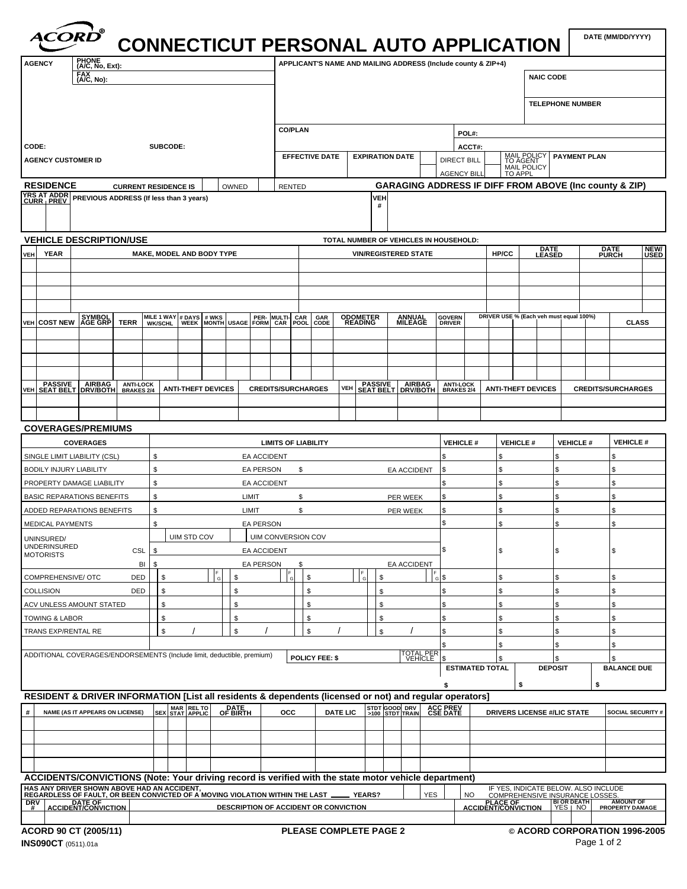# ACORD® CONNECTICUT PERSONAL AUTO APPLICATION

| DATE (MM/DD/YYYY) |
|---|
| |

| AGENCY | PHONE (A/C, No, Ext): | APPLICANT'S NAME AND MAILING ADDRESS (Include county & ZIP+4) | |
|---|---|---|---|
| | FAX (A/C, No): | | NAIC CODE |
| | | | TELEPHONE NUMBER |
| | | CO/PLAN | POL#: |
| CODE: | SUBCODE: | | ACCT#: |
| AGENCY CUSTOMER ID | | EFFECTIVE DATE / EXPIRATION DATE | DIRECT BILL / AGENCY BILL / MAIL POLICY TO AGENT / MAIL POLICY TO APPL / PAYMENT PLAN |

## RESIDENCE

CURRENT RESIDENCE IS [ ] OWNED [ ] RENTED

GARAGING ADDRESS IF DIFF FROM ABOVE (Inc county & ZIP)

| YRS AT ADDR CURR | PREV | PREVIOUS ADDRESS (If less than 3 years) | VEH # | |
|---|---|---|---|---|
| | | | | |

## VEHICLE DESCRIPTION/USE

TOTAL NUMBER OF VEHICLES IN HOUSEHOLD:

| VEH | YEAR | MAKE, MODEL AND BODY TYPE | VIN/REGISTERED STATE | HP/CC | DATE LEASED | DATE PURCH | NEW/USED |
|---|---|---|---|---|---|---|---|
| | | | | | | | |
| | | | | | | | |
| | | | | | | | |
| | | | | | | | |

| VEH | COST NEW | SYMBOL AGE GRP | TERR | MILE 1 WAY WK/SCHL | # DAYS WEEK | # WKS MONTH | USAGE | PER-FORM | MULTI-CAR | CAR POOL | GAR CODE | ODOMETER READING | ANNUAL MILEAGE | GOVERN DRIVER | DRIVER USE % (Each veh must equal 100%) | | | | | | CLASS |
|---|---|---|---|---|---|---|---|---|---|---|---|---|---|---|---|---|---|---|---|---|---|
| | | | | | | | | | | | | | | | | | | | | | |
| | | | | | | | | | | | | | | | | | | | | | |
| | | | | | | | | | | | | | | | | | | | | | |
| | | | | | | | | | | | | | | | | | | | | | |

| VEH | PASSIVE SEAT BELT | AIRBAG DRV/BOTH | ANTI-LOCK BRAKES 2/4 | ANTI-THEFT DEVICES | CREDITS/SURCHARGES | VEH | PASSIVE SEAT BELT | AIRBAG DRV/BOTH | ANTI-LOCK BRAKES 2/4 | ANTI-THEFT DEVICES | CREDITS/SURCHARGES |
|---|---|---|---|---|---|---|---|---|---|---|---|
| | | | | | | | | | | | |
| | | | | | | | | | | | |

## COVERAGES/PREMIUMS

| COVERAGES | | LIMITS OF LIABILITY | VEHICLE # | VEHICLE # | VEHICLE # | VEHICLE # |
|---|---|---|---|---|---|---|
| SINGLE LIMIT LIABILITY (CSL) | | $ EA ACCIDENT | $ | $ | $ | $ |
| BODILY INJURY LIABILITY | | $ EA PERSON $ EA ACCIDENT | $ | $ | $ | $ |
| PROPERTY DAMAGE LIABILITY | | $ EA ACCIDENT | $ | $ | $ | $ |
| BASIC REPARATIONS BENEFITS | | $ LIMIT $ PER WEEK | $ | $ | $ | $ |
| ADDED REPARATIONS BENEFITS | | $ LIMIT $ PER WEEK | $ | $ | $ | $ |
| MEDICAL PAYMENTS | | $ EA PERSON | $ | $ | $ | $ |
| UNINSURED/ UNDERINSURED MOTORISTS | | [ ] UIM STD COV [ ] UIM CONVERSION COV | $ | $ | $ | $ |
| | CSL | $ EA ACCIDENT | | | | |
| | BI | $ EA PERSON $ EA ACCIDENT | | | | |
| COMPREHENSIVE/ OTC | DED | $ F/G $ F/G $ F/G $ F/G | $ | $ | $ | $ |
| COLLISION | DED | $ $ $ $ | $ | $ | $ | $ |
| ACV UNLESS AMOUNT STATED | | $ $ $ $ | $ | $ | $ | $ |
| TOWING & LABOR | | $ $ $ $ | $ | $ | $ | $ |
| TRANS EXP/RENTAL RE | | $ / $ / $ / $ / | $ | $ | $ | $ |
| | | | $ | $ | $ | $ |
| ADDITIONAL COVERAGES/ENDORSEMENTS (Include limit, deductible, premium) | | POLICY FEE: $ TOTAL PER VEHICLE | $ | $ | $ | $ |
| | | | ESTIMATED TOTAL | DEPOSIT | | BALANCE DUE |
| | | | $ | $ | | $ |

## RESIDENT & DRIVER INFORMATION [List all residents & dependents (licensed or not) and regular operators]

| # | NAME (AS IT APPEARS ON LICENSE) | SEX | MAR STAT | REL TO APPLIC | DATE OF BIRTH | OCC | DATE LIC | STDT >100 | GOOD STDT | DRV TRAIN | ACC PREV CSE DATE | DRIVERS LICENSE #/LIC STATE | SOCIAL SECURITY # |
|---|---|---|---|---|---|---|---|---|---|---|---|---|---|
| | | | | | | | | | | | | | |
| | | | | | | | | | | | | | |
| | | | | | | | | | | | | | |
| | | | | | | | | | | | | | |

## ACCIDENTS/CONVICTIONS (Note: Your driving record is verified with the state motor vehicle department)

HAS ANY DRIVER SHOWN ABOVE HAD AN ACCIDENT, REGARDLESS OF FAULT, OR BEEN CONVICTED OF A MOVING VIOLATION WITHIN THE LAST _____ YEARS? [ ] YES [ ] NO IF YES, INDICATE BELOW. ALSO INCLUDE COMPREHENSIVE INSURANCE LOSSES.

| DRV # | DATE OF ACCIDENT/CONVICTION | DESCRIPTION OF ACCIDENT OR CONVICTION | PLACE OF ACCIDENT/CONVICTION | BI OR DEATH YES | NO | AMOUNT OF PROPERTY DAMAGE |
|---|---|---|---|---|---|---|
| | | | | | | |

ACORD 90 CT (2005/11) PLEASE COMPLETE PAGE 2 © ACORD CORPORATION 1996-2005

INS090CT (0511).01a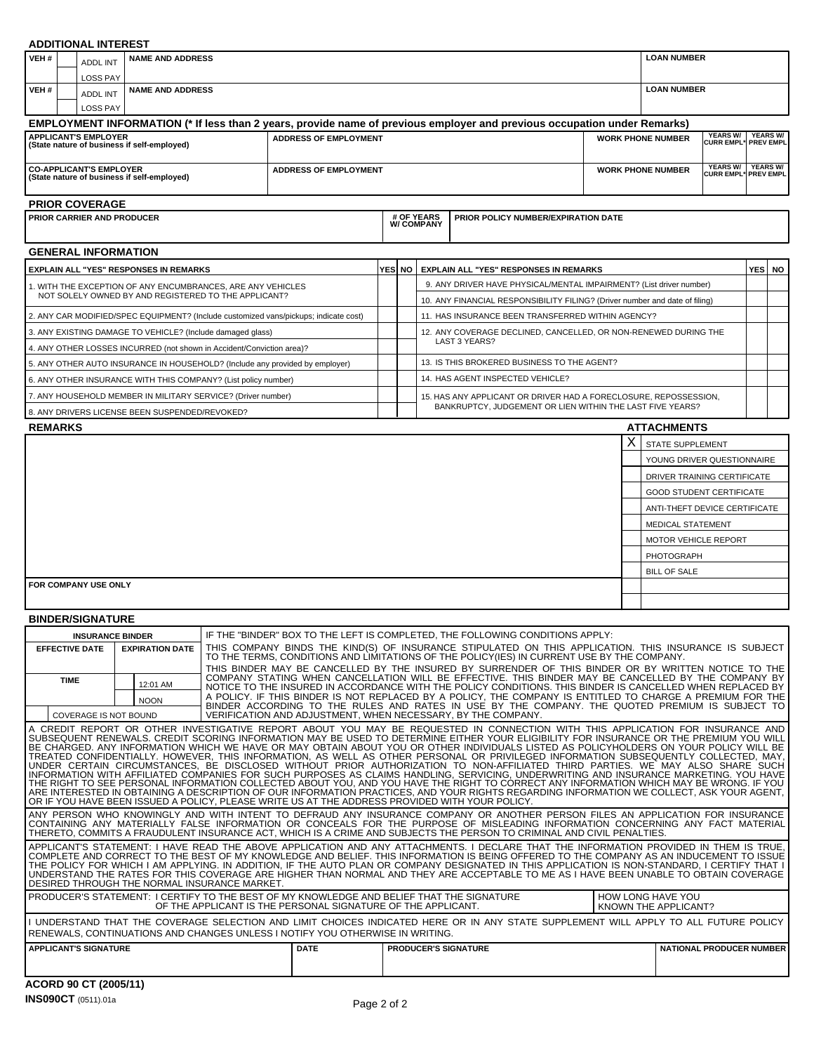## ADDITIONAL INTEREST

| VEH # | | | NAME AND ADDRESS | LOAN NUMBER |
|---|---|---|---|---|
| | | ADDL INT | | |
| | | LOSS PAY | | |
| VEH # | | ADDL INT | NAME AND ADDRESS | LOAN NUMBER |
| | | LOSS PAY | | |

## EMPLOYMENT INFORMATION (* If less than 2 years, provide name of previous employer and previous occupation under Remarks)

| APPLICANT'S EMPLOYER (State nature of business if self-employed) | ADDRESS OF EMPLOYMENT | WORK PHONE NUMBER | YEARS W/ CURR EMPL* | YEARS W/ PREV EMPL |
|---|---|---|---|---|
| | | | | |
| **CO-APPLICANT'S EMPLOYER (State nature of business if self-employed)** | **ADDRESS OF EMPLOYMENT** | **WORK PHONE NUMBER** | **YEARS W/ CURR EMPL*** | **YEARS W/ PREV EMPL** |
| | | | | |

## PRIOR COVERAGE

| PRIOR CARRIER AND PRODUCER | # OF YEARS W/ COMPANY | PRIOR POLICY NUMBER/EXPIRATION DATE |
|---|---|---|
| | | |

## GENERAL INFORMATION

| EXPLAIN ALL "YES" RESPONSES IN REMARKS | YES | NO | EXPLAIN ALL "YES" RESPONSES IN REMARKS | YES | NO |
|---|---|---|---|---|---|
| 1. WITH THE EXCEPTION OF ANY ENCUMBRANCES, ARE ANY VEHICLES NOT SOLELY OWNED BY AND REGISTERED TO THE APPLICANT? | | | 9. ANY DRIVER HAVE PHYSICAL/MENTAL IMPAIRMENT? (List driver number) | | |
| | | | 10. ANY FINANCIAL RESPONSIBILITY FILING? (Driver number and date of filing) | | |
| 2. ANY CAR MODIFIED/SPEC EQUIPMENT? (Include customized vans/pickups; indicate cost) | | | 11. HAS INSURANCE BEEN TRANSFERRED WITHIN AGENCY? | | |
| 3. ANY EXISTING DAMAGE TO VEHICLE? (Include damaged glass) | | | 12. ANY COVERAGE DECLINED, CANCELLED, OR NON-RENEWED DURING THE LAST 3 YEARS? | | |
| 4. ANY OTHER LOSSES INCURRED (not shown in Accident/Conviction area)? | | | | | |
| 5. ANY OTHER AUTO INSURANCE IN HOUSEHOLD? (Include any provided by employer) | | | 13. IS THIS BROKERED BUSINESS TO THE AGENT? | | |
| 6. ANY OTHER INSURANCE WITH THIS COMPANY? (List policy number) | | | 14. HAS AGENT INSPECTED VEHICLE? | | |
| 7. ANY HOUSEHOLD MEMBER IN MILITARY SERVICE? (Driver number) | | | 15. HAS ANY APPLICANT OR DRIVER HAD A FORECLOSURE, REPOSSESSION, BANKRUPTCY, JUDGEMENT OR LIEN WITHIN THE LAST FIVE YEARS? | | |
| 8. ANY DRIVERS LICENSE BEEN SUSPENDED/REVOKED? | | | | | |

## REMARKS

## ATTACHMENTS

| | |
|---|---|
| X | STATE SUPPLEMENT |
| | YOUNG DRIVER QUESTIONNAIRE |
| | DRIVER TRAINING CERTIFICATE |
| | GOOD STUDENT CERTIFICATE |
| | ANTI-THEFT DEVICE CERTIFICATE |
| | MEDICAL STATEMENT |
| | MOTOR VEHICLE REPORT |
| | PHOTOGRAPH |
| | BILL OF SALE |
| | |
| | |

**FOR COMPANY USE ONLY**

## BINDER/SIGNATURE

| INSURANCE BINDER | | |
|---|---|---|
| EFFECTIVE DATE | EXPIRATION DATE | |
| TIME | | 12:01 AM |
| | | NOON |
| COVERAGE IS NOT BOUND | | |

IF THE "BINDER" BOX TO THE LEFT IS COMPLETED, THE FOLLOWING CONDITIONS APPLY:

THIS COMPANY BINDS THE KIND(S) OF INSURANCE STIPULATED ON THIS APPLICATION. THIS INSURANCE IS SUBJECT TO THE TERMS, CONDITIONS AND LIMITATIONS OF THE POLICY(IES) IN CURRENT USE BY THE COMPANY.

THIS BINDER MAY BE CANCELLED BY THE INSURED BY SURRENDER OF THIS BINDER OR BY WRITTEN NOTICE TO THE COMPANY STATING WHEN CANCELLATION WILL BE EFFECTIVE. THIS BINDER MAY BE CANCELLED BY THE COMPANY BY NOTICE TO THE INSURED IN ACCORDANCE WITH THE POLICY CONDITIONS. THIS BINDER IS CANCELLED WHEN REPLACED BY A POLICY. IF THIS BINDER IS NOT REPLACED BY A POLICY, THE COMPANY IS ENTITLED TO CHARGE A PREMIUM FOR THE BINDER ACCORDING TO THE RULES AND RATES IN USE BY THE COMPANY. THE QUOTED PREMIUM IS SUBJECT TO VERIFICATION AND ADJUSTMENT, WHEN NECESSARY, BY THE COMPANY.

A CREDIT REPORT OR OTHER INVESTIGATIVE REPORT ABOUT YOU MAY BE REQUESTED IN CONNECTION WITH THIS APPLICATION FOR INSURANCE AND SUBSEQUENT RENEWALS. CREDIT SCORING INFORMATION MAY BE USED TO DETERMINE EITHER YOUR ELIGIBILITY FOR INSURANCE OR THE PREMIUM YOU WILL BE CHARGED. ANY INFORMATION WHICH WE HAVE OR MAY OBTAIN ABOUT YOU OR OTHER INDIVIDUALS LISTED AS POLICYHOLDERS ON YOUR POLICY WILL BE TREATED CONFIDENTIALLY. HOWEVER, THIS INFORMATION, AS WELL AS OTHER PERSONAL OR PRIVILEGED INFORMATION SUBSEQUENTLY COLLECTED, MAY, UNDER CERTAIN CIRCUMSTANCES, BE DISCLOSED WITHOUT PRIOR AUTHORIZATION TO NON-AFFILIATED THIRD PARTIES. WE MAY ALSO SHARE SUCH INFORMATION WITH AFFILIATED COMPANIES FOR SUCH PURPOSES AS CLAIMS HANDLING, SERVICING, UNDERWRITING AND INSURANCE MARKETING. YOU HAVE THE RIGHT TO SEE PERSONAL INFORMATION COLLECTED ABOUT YOU, AND YOU HAVE THE RIGHT TO CORRECT ANY INFORMATION WHICH MAY BE WRONG. IF YOU ARE INTERESTED IN OBTAINING A DESCRIPTION OF OUR INFORMATION PRACTICES, AND YOUR RIGHTS REGARDING INFORMATION WE COLLECT, ASK YOUR AGENT, OR IF YOU HAVE BEEN ISSUED A POLICY, PLEASE WRITE US AT THE ADDRESS PROVIDED WITH YOUR POLICY.

ANY PERSON WHO KNOWINGLY AND WITH INTENT TO DEFRAUD ANY INSURANCE COMPANY OR ANOTHER PERSON FILES AN APPLICATION FOR INSURANCE CONTAINING ANY MATERIALLY FALSE INFORMATION OR CONCEALS FOR THE PURPOSE OF MISLEADING INFORMATION CONCERNING ANY FACT MATERIAL THERETO, COMMITS A FRAUDULENT INSURANCE ACT, WHICH IS A CRIME AND SUBJECTS THE PERSON TO CRIMINAL AND CIVIL PENALTIES.

APPLICANT'S STATEMENT: I HAVE READ THE ABOVE APPLICATION AND ANY ATTACHMENTS. I DECLARE THAT THE INFORMATION PROVIDED IN THEM IS TRUE, COMPLETE AND CORRECT TO THE BEST OF MY KNOWLEDGE AND BELIEF. THIS INFORMATION IS BEING OFFERED TO THE COMPANY AS AN INDUCEMENT TO ISSUE THE POLICY FOR WHICH I AM APPLYING. IN ADDITION, IF THE AUTO PLAN OR COMPANY DESIGNATED IN THIS APPLICATION IS NON-STANDARD, I CERTIFY THAT I UNDERSTAND THE RATES FOR THIS COVERAGE ARE HIGHER THAN NORMAL AND THEY ARE ACCEPTABLE TO ME AS I HAVE BEEN UNABLE TO OBTAIN COVERAGE DESIRED THROUGH THE NORMAL INSURANCE MARKET.

PRODUCER'S STATEMENT: I CERTIFY TO THE BEST OF MY KNOWLEDGE AND BELIEF THAT THE SIGNATURE OF THE APPLICANT IS THE PERSONAL SIGNATURE OF THE APPLICANT. | HOW LONG HAVE YOU KNOWN THE APPLICANT?

I UNDERSTAND THAT THE COVERAGE SELECTION AND LIMIT CHOICES INDICATED HERE OR IN ANY STATE SUPPLEMENT WILL APPLY TO ALL FUTURE POLICY RENEWALS, CONTINUATIONS AND CHANGES UNLESS I NOTIFY YOU OTHERWISE IN WRITING.

| APPLICANT'S SIGNATURE | DATE | PRODUCER'S SIGNATURE | NATIONAL PRODUCER NUMBER |
|---|---|---|---|
| | | | |

**ACORD 90 CT (2005/11)**

**INS090CT** (0511).01a